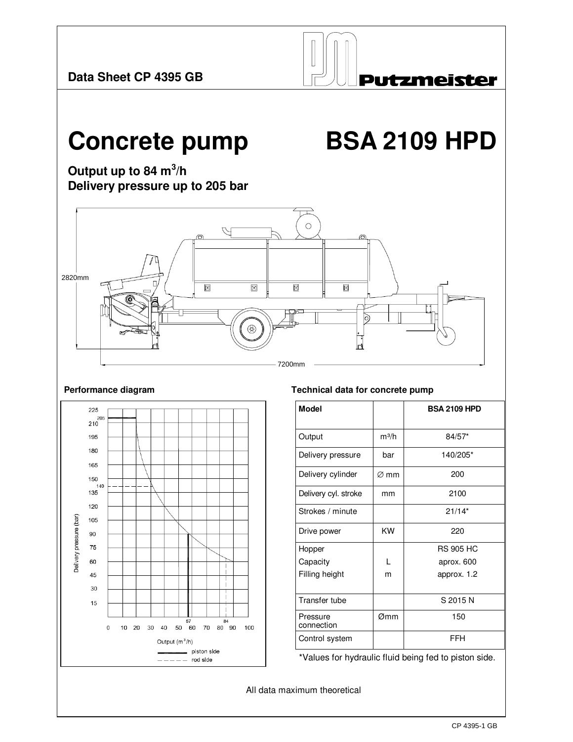Data Sheet CP 4395 GB

Putzmeister

# Concrete pump BSA 2109 HPD

**Output up to 84 m$^3$/h**
**Delivery pressure up to 205 bar**

2820mm

7200mm

### Performance diagram

225
205
210
195
180
165
150
140
135
120
105
90
75
60
45
30
15

Delivery pressure (bar)

0 10 20 30 40 50 60 70 80 90 100
57
84

Output (m$^3$/h)

piston side
rod side

### Technical data for concrete pump

| Model | | BSA 2109 HPD |
|---|---|---|
| Output | m³/h | 84/57* |
| Delivery pressure | bar | 140/205* |
| Delivery cylinder | ∅ mm | 200 |
| Delivery cyl. stroke | mm | 2100 |
| Strokes / minute | | 21/14* |
| Drive power | KW | 220 |
| Hopper<br>Capacity<br>Filling height | <br>L<br>m | RS 905 HC<br>aprox. 600<br>approx. 1.2 |
| Transfer tube | | S 2015 N |
| Pressure connection | Ømm | 150 |
| Control system | | FFH |

*Values for hydraulic fluid being fed to piston side.

All data maximum theoretical

CP 4395-1 GB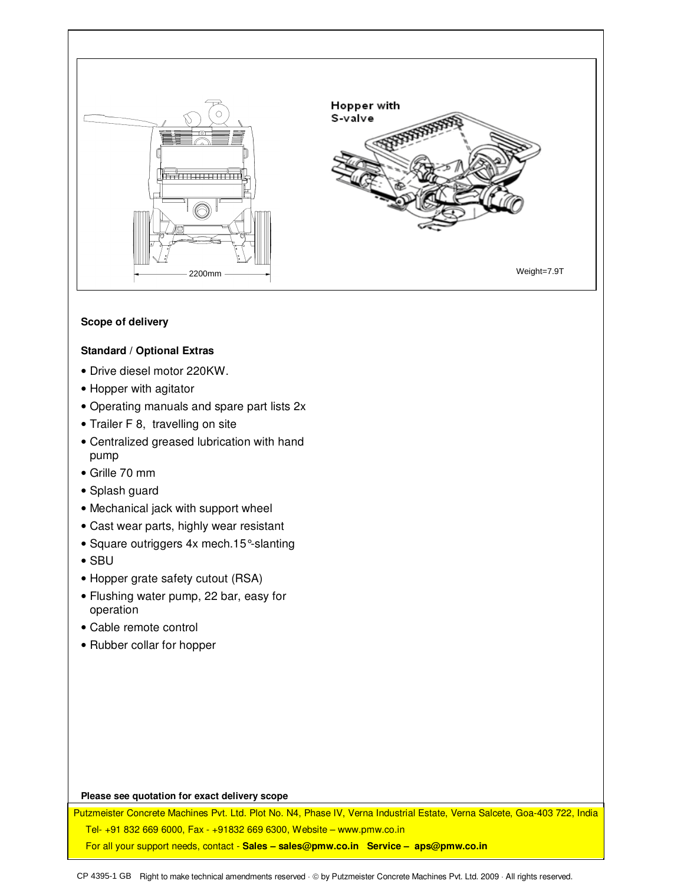Hopper with S-valve

2200mm

Weight=7.9T

**Scope of delivery**

**Standard / Optional Extras**

- Drive diesel motor 220KW.
- Hopper with agitator
- Operating manuals and spare part lists 2x
- Trailer F 8, travelling on site
- Centralized greased lubrication with hand pump
- Grille 70 mm
- Splash guard
- Mechanical jack with support wheel
- Cast wear parts, highly wear resistant
- Square outriggers 4x mech.15°-slanting
- SBU
- Hopper grate safety cutout (RSA)
- Flushing water pump, 22 bar, easy for operation
- Cable remote control
- Rubber collar for hopper

**Please see quotation for exact delivery scope**

Putzmeister Concrete Machines Pvt. Ltd. Plot No. N4, Phase IV, Verna Industrial Estate, Verna Salcete, Goa-403 722, India

Tel- +91 832 669 6000, Fax - +91832 669 6300, Website – www.pmw.co.in

For all your support needs, contact - **Sales – sales@pmw.co.in Service – aps@pmw.co.in**

CP 4395-1 GB Right to make technical amendments reserved · © by Putzmeister Concrete Machines Pvt. Ltd. 2009 · All rights reserved.